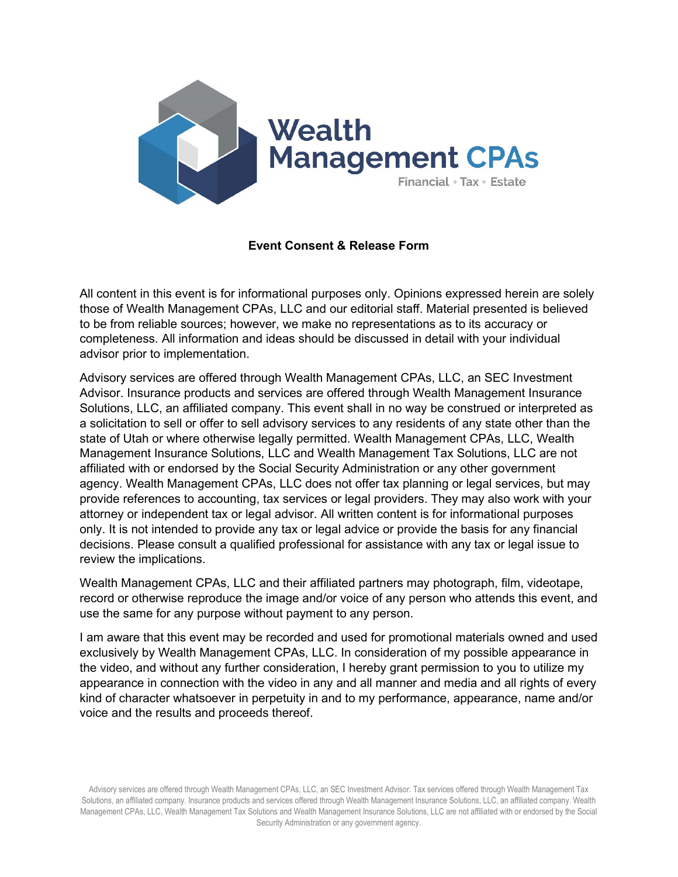Wealth Management CPAs

Financial • Tax • Estate

## Event Consent & Release Form

All content in this event is for informational purposes only. Opinions expressed herein are solely those of Wealth Management CPAs, LLC and our editorial staff. Material presented is believed to be from reliable sources; however, we make no representations as to its accuracy or completeness. All information and ideas should be discussed in detail with your individual advisor prior to implementation.

Advisory services are offered through Wealth Management CPAs, LLC, an SEC Investment Advisor. Insurance products and services are offered through Wealth Management Insurance Solutions, LLC, an affiliated company. This event shall in no way be construed or interpreted as a solicitation to sell or offer to sell advisory services to any residents of any state other than the state of Utah or where otherwise legally permitted. Wealth Management CPAs, LLC, Wealth Management Insurance Solutions, LLC and Wealth Management Tax Solutions, LLC are not affiliated with or endorsed by the Social Security Administration or any other government agency. Wealth Management CPAs, LLC does not offer tax planning or legal services, but may provide references to accounting, tax services or legal providers. They may also work with your attorney or independent tax or legal advisor. All written content is for informational purposes only. It is not intended to provide any tax or legal advice or provide the basis for any financial decisions. Please consult a qualified professional for assistance with any tax or legal issue to review the implications.

Wealth Management CPAs, LLC and their affiliated partners may photograph, film, videotape, record or otherwise reproduce the image and/or voice of any person who attends this event, and use the same for any purpose without payment to any person.

I am aware that this event may be recorded and used for promotional materials owned and used exclusively by Wealth Management CPAs, LLC. In consideration of my possible appearance in the video, and without any further consideration, I hereby grant permission to you to utilize my appearance in connection with the video in any and all manner and media and all rights of every kind of character whatsoever in perpetuity in and to my performance, appearance, name and/or voice and the results and proceeds thereof.

Advisory services are offered through Wealth Management CPAs, LLC, an SEC Investment Advisor. Tax services offered through Wealth Management Tax Solutions, an affiliated company. Insurance products and services offered through Wealth Management Insurance Solutions, LLC, an affiliated company. Wealth Management CPAs, LLC, Wealth Management Tax Solutions and Wealth Management Insurance Solutions, LLC are not affiliated with or endorsed by the Social Security Administration or any government agency.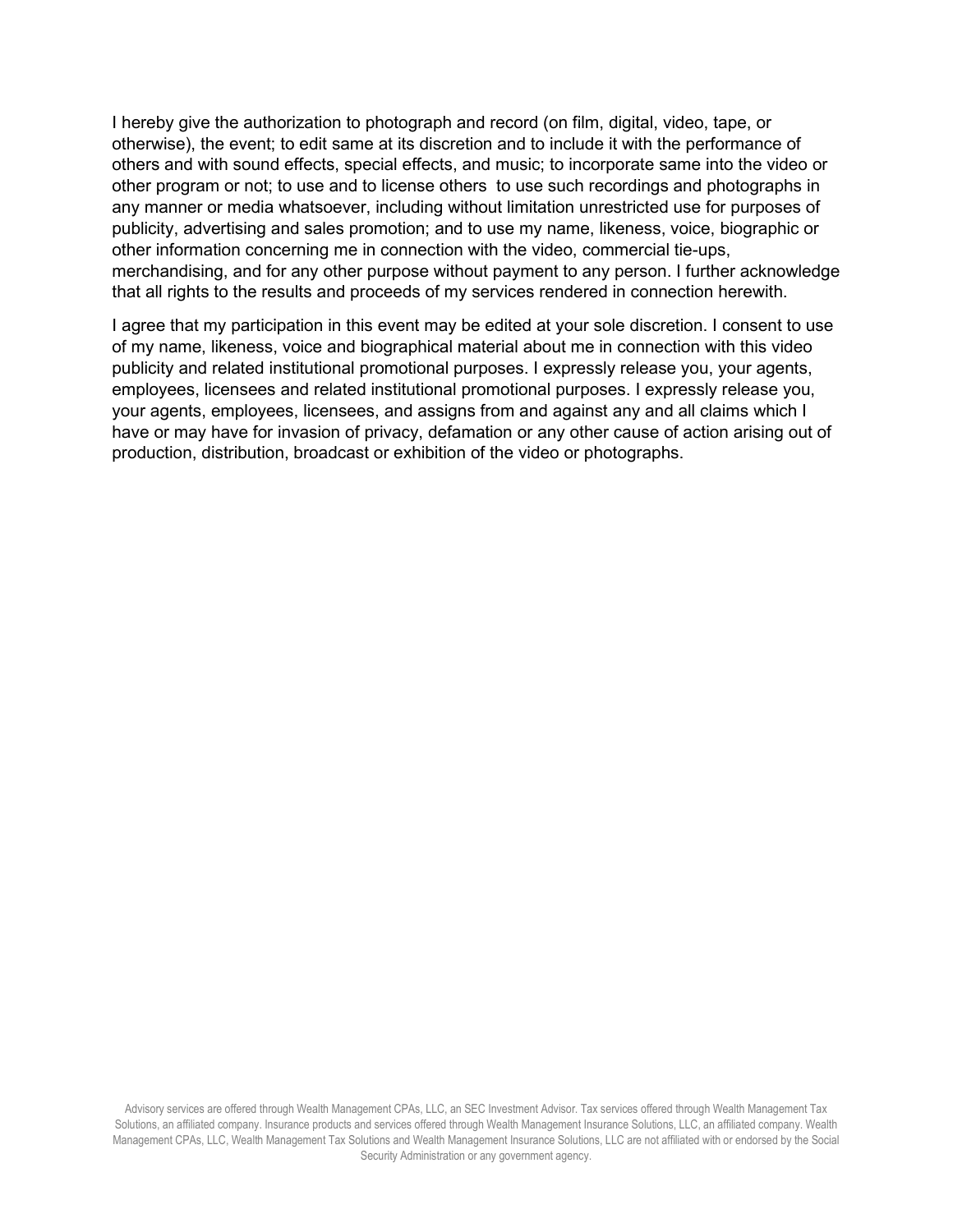I hereby give the authorization to photograph and record (on film, digital, video, tape, or otherwise), the event; to edit same at its discretion and to include it with the performance of others and with sound effects, special effects, and music; to incorporate same into the video or other program or not; to use and to license others to use such recordings and photographs in any manner or media whatsoever, including without limitation unrestricted use for purposes of publicity, advertising and sales promotion; and to use my name, likeness, voice, biographic or other information concerning me in connection with the video, commercial tie-ups, merchandising, and for any other purpose without payment to any person. I further acknowledge that all rights to the results and proceeds of my services rendered in connection herewith.

I agree that my participation in this event may be edited at your sole discretion. I consent to use of my name, likeness, voice and biographical material about me in connection with this video publicity and related institutional promotional purposes. I expressly release you, your agents, employees, licensees and related institutional promotional purposes. I expressly release you, your agents, employees, licensees, and assigns from and against any and all claims which I have or may have for invasion of privacy, defamation or any other cause of action arising out of production, distribution, broadcast or exhibition of the video or photographs.

Advisory services are offered through Wealth Management CPAs, LLC, an SEC Investment Advisor. Tax services offered through Wealth Management Tax Solutions, an affiliated company. Insurance products and services offered through Wealth Management Insurance Solutions, LLC, an affiliated company. Wealth Management CPAs, LLC, Wealth Management Tax Solutions and Wealth Management Insurance Solutions, LLC are not affiliated with or endorsed by the Social Security Administration or any government agency.